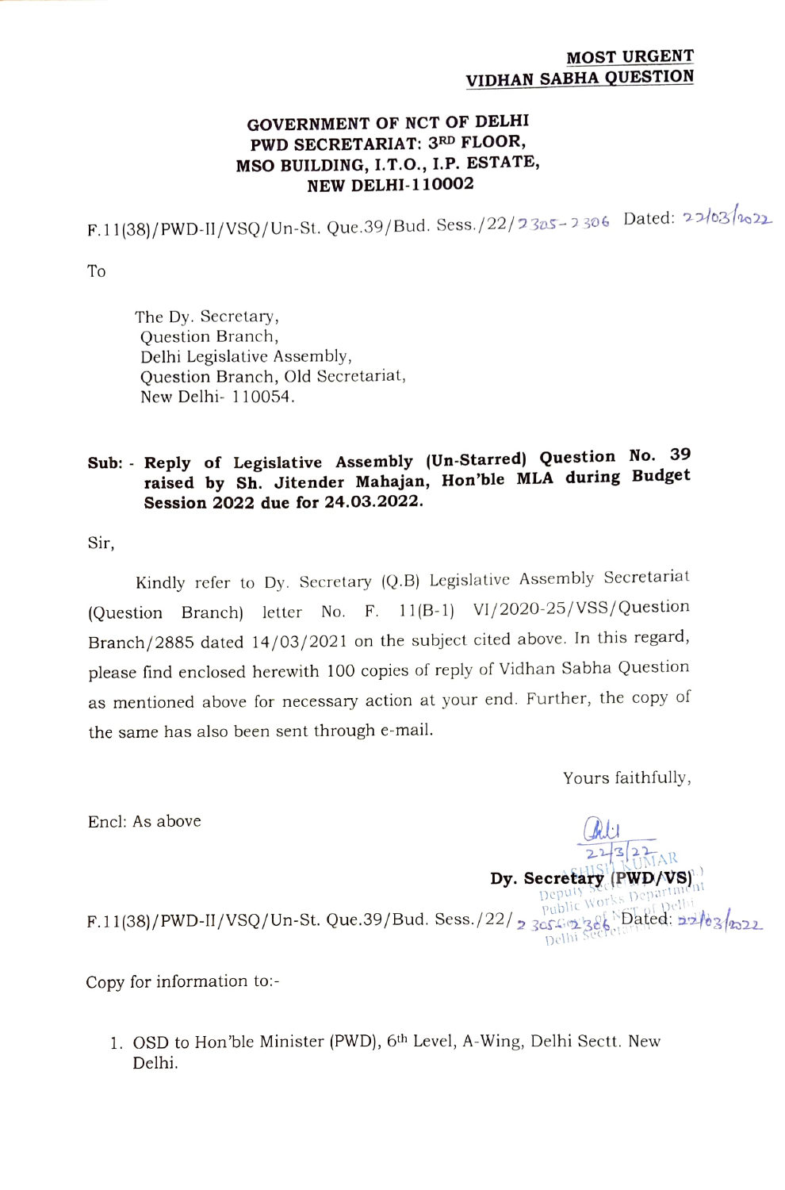**MOST URGENT**
**VIDHAN SABHA QUESTION**

**GOVERNMENT OF NCT OF DELHI**
**PWD SECRETARIAT: 3RD FLOOR,**
**MSO BUILDING, I.T.O., I.P. ESTATE,**
**NEW DELHI-110002**

F.11(38)/PWD-II/VSQ/Un-St. Que.39/Bud. Sess./22/2305-2306 Dated: 22/03/2022

To

The Dy. Secretary,
Question Branch,
Delhi Legislative Assembly,
Question Branch, Old Secretariat,
New Delhi- 110054.

**Sub: - Reply of Legislative Assembly (Un-Starred) Question No. 39 raised by Sh. Jitender Mahajan, Hon'ble MLA during Budget Session 2022 due for 24.03.2022.**

Sir,

Kindly refer to Dy. Secretary (Q.B) Legislative Assembly Secretariat (Question Branch) letter No. F. 11(B-1) VI/2020-25/VSS/Question Branch/2885 dated 14/03/2021 on the subject cited above. In this regard, please find enclosed herewith 100 copies of reply of Vidhan Sabha Question as mentioned above for necessary action at your end. Further, the copy of the same has also been sent through e-mail.

Yours faithfully,

Encl: As above

Sd/-
22/3/22

**Dy. Secretary (PWD/VS)**

(ASHISH KUMAR)
Deputy Secretary
Public Works Department
Govt. of NCT of Delhi
Delhi Secretariat

F.11(38)/PWD-II/VSQ/Un-St. Que.39/Bud. Sess./22/2305-2306 Dated: 22/03/2022

Copy for information to:-

1. OSD to Hon'ble Minister (PWD), 6th Level, A-Wing, Delhi Sectt. New Delhi.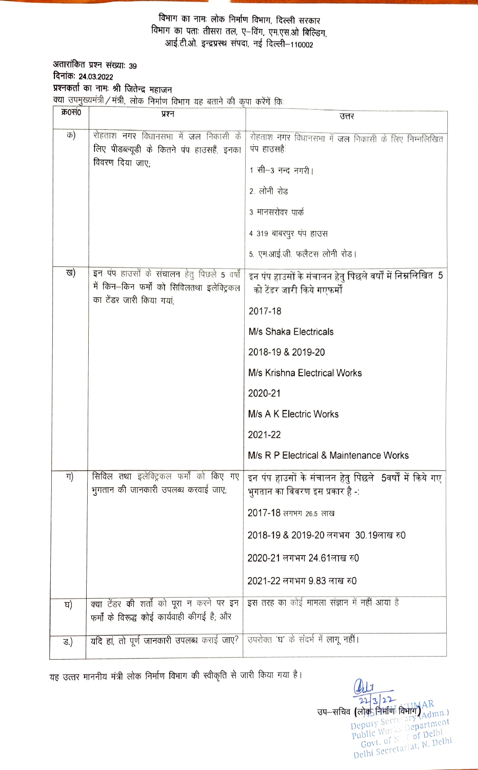विभाग का नामः लोक निर्माण विभाग, दिल्ली सरकार
विभाग का पताः तीसरा तल, ए–विंग, एम.एस.ओ बिल्डिंग,
आई.टी.ओ. इन्द्रप्रस्थ संपदा, नई दिल्ली–110002

**अतारांकित प्रश्न संख्याः 39**
**दिनांकः 24.03.2022**
**प्रश्नकर्ता का नामः श्री जितेन्द्र महाजन**
क्या उपमुख्यमंत्री / मंत्री, लोक निर्माण विभाग यह बताने की कृपा करेंगे कि:

| क्र0सं0 | प्रश्न | उत्तर |
|---|---|---|
| क) | रोहताश नगर विधानसभा में जल निकासी के लिए पीडब्ल्यूडी के कितने पंप हाउसहैं, इनका विवरण दिया जाए; | रोहताश नगर विधानसभा में जल निकासी के लिए निम्नलिखित पंप हाउसहैः<br>1 सी–3 नन्द नगरी।<br>2. लोनी रोड<br>3 मानसरोवर पार्क<br>4 319 बाबरपुर पंप हाउस<br>5. एम.आई.जी. फ्लैटस लोनी रोड। |
| ख) | इन पंप हाउसों के संचालन हेतु पिछले 5 वर्षों में किन–किन फर्मों को सिविलतथा इलेक्ट्रिकल का टेंडर जारी किया गया; | इन पंप हाउसों के संचालन हेतु पिछले वर्षों में निम्नलिखित 5 को टेंडर जारी किये गएफर्मो<br>2017-18<br>M/s Shaka Electricals<br>2018-19 & 2019-20<br>M/s Krishna Electrical Works<br>2020-21<br>M/s A K Electric Works<br>2021-22<br>M/s R P Electrical & Maintenance Works |
| ग) | सिविल तथा इलेक्ट्रिकल फर्मों को किए गए भुगतान की जानकारी उपलब्ध करवाई जाए; | इन पंप हाउसों के संचालन हेतु पिछले 5वर्षों में किये गए भुगतान का विवरण इस प्रकार है -:<br>2017-18 लगभग 26.5 लाख<br>2018-19 & 2019-20 लगभग 30.19लाख रु0<br>2020-21 लगभग 24.61लाख रु0<br>2021-22 लगभग 9.83 लाख रु0 |
| घ) | क्या टेंडर की शर्तों को पूरा न करने पर इन फर्मों के विरूद्ध कोई कार्यवाही कीगई है; और | इस तरह का कोई मामला संज्ञान में नहीं आया है |
| ड.) | यदि हां, तो पूर्ण जानकारी उपलब्ध कराई जाए? | उपरोक्त 'घ' के संदर्भ में लागू नहीं। |

यह उत्तर माननीय मंत्री लोक निर्माण विभाग की स्वीकृति से जारी किया गया है।

22/3/22
उप–सचिव (लोक निर्माण विभाग)
KUMAR
Deputy Secretary (Admn.)
Public Works Department
Govt. of NCT of Delhi
Delhi Secretariat, N. Delhi